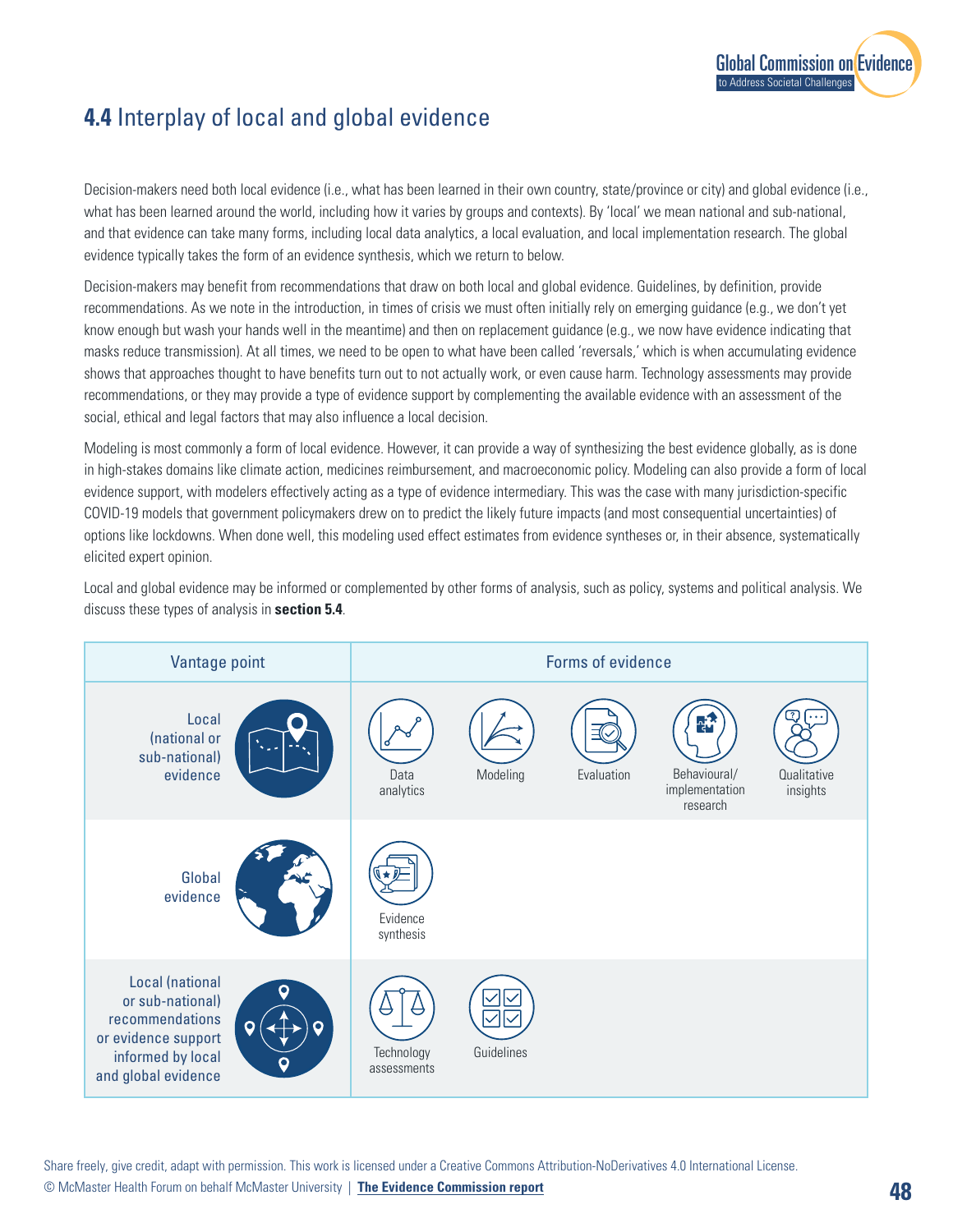## 4.4 Interplay of local and global evidence

Decision-makers need both local evidence (i.e., what has been learned in their own country, state/province or city) and global evidence (i.e., what has been learned around the world, including how it varies by groups and contexts). By 'local' we mean national and sub-national, and that evidence can take many forms, including local data analytics, a local evaluation, and local implementation research. The global evidence typically takes the form of an evidence synthesis, which we return to below.

Decision-makers may benefit from recommendations that draw on both local and global evidence. Guidelines, by definition, provide recommendations. As we note in the introduction, in times of crisis we must often initially rely on emerging guidance (e.g., we don't yet know enough but wash your hands well in the meantime) and then on replacement guidance (e.g., we now have evidence indicating that masks reduce transmission). At all times, we need to be open to what have been called 'reversals,' which is when accumulating evidence shows that approaches thought to have benefits turn out to not actually work, or even cause harm. Technology assessments may provide recommendations, or they may provide a type of evidence support by complementing the available evidence with an assessment of the social, ethical and legal factors that may also influence a local decision.

Modeling is most commonly a form of local evidence. However, it can provide a way of synthesizing the best evidence globally, as is done in high-stakes domains like climate action, medicines reimbursement, and macroeconomic policy. Modeling can also provide a form of local evidence support, with modelers effectively acting as a type of evidence intermediary. This was the case with many jurisdiction-specific COVID-19 models that government policymakers drew on to predict the likely future impacts (and most consequential uncertainties) of options like lockdowns. When done well, this modeling used effect estimates from evidence syntheses or, in their absence, systematically elicited expert opinion.

Local and global evidence may be informed or complemented by other forms of analysis, such as policy, systems and political analysis. We discuss these types of analysis in **section 5.4**.

| Vantage point | Forms of evidence |
|---|---|
| Local (national or sub-national) evidence | Data analytics; Modeling; Evaluation; Behavioural/implementation research; Qualitative insights |
| Global evidence | Evidence synthesis |
| Local (national or sub-national) recommendations or evidence support informed by local and global evidence | Technology assessments; Guidelines |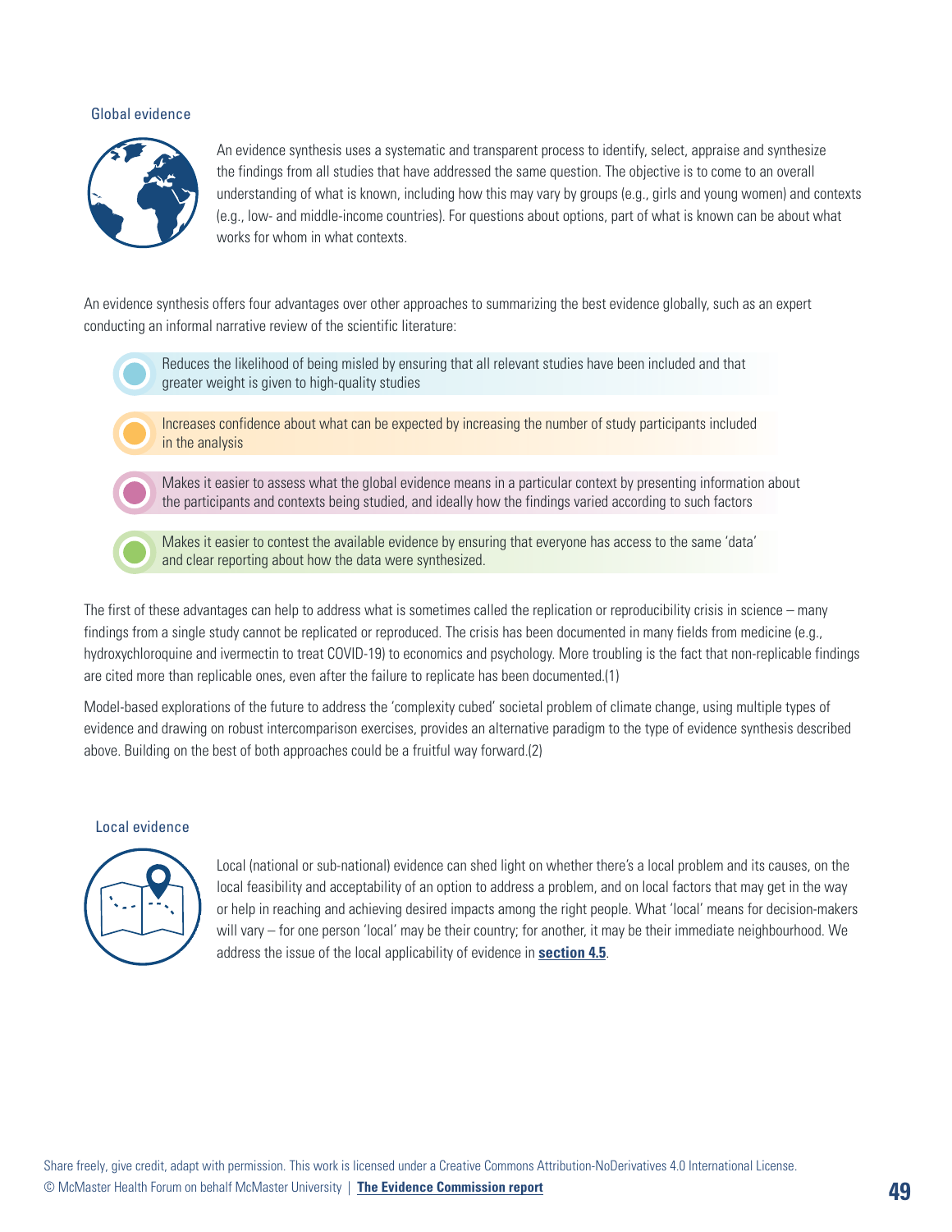### Global evidence

An evidence synthesis uses a systematic and transparent process to identify, select, appraise and synthesize the findings from all studies that have addressed the same question. The objective is to come to an overall understanding of what is known, including how this may vary by groups (e.g., girls and young women) and contexts (e.g., low- and middle-income countries). For questions about options, part of what is known can be about what works for whom in what contexts.

An evidence synthesis offers four advantages over other approaches to summarizing the best evidence globally, such as an expert conducting an informal narrative review of the scientific literature:

- Reduces the likelihood of being misled by ensuring that all relevant studies have been included and that greater weight is given to high-quality studies
- Increases confidence about what can be expected by increasing the number of study participants included in the analysis
- Makes it easier to assess what the global evidence means in a particular context by presenting information about the participants and contexts being studied, and ideally how the findings varied according to such factors
- Makes it easier to contest the available evidence by ensuring that everyone has access to the same 'data' and clear reporting about how the data were synthesized.

The first of these advantages can help to address what is sometimes called the replication or reproducibility crisis in science – many findings from a single study cannot be replicated or reproduced. The crisis has been documented in many fields from medicine (e.g., hydroxychloroquine and ivermectin to treat COVID-19) to economics and psychology. More troubling is the fact that non-replicable findings are cited more than replicable ones, even after the failure to replicate has been documented.(1)

Model-based explorations of the future to address the 'complexity cubed' societal problem of climate change, using multiple types of evidence and drawing on robust intercomparison exercises, provides an alternative paradigm to the type of evidence synthesis described above. Building on the best of both approaches could be a fruitful way forward.(2)

### Local evidence

Local (national or sub-national) evidence can shed light on whether there's a local problem and its causes, on the local feasibility and acceptability of an option to address a problem, and on local factors that may get in the way or help in reaching and achieving desired impacts among the right people. What 'local' means for decision-makers will vary – for one person 'local' may be their country; for another, it may be their immediate neighbourhood. We address the issue of the local applicability of evidence in **section 4.5**.